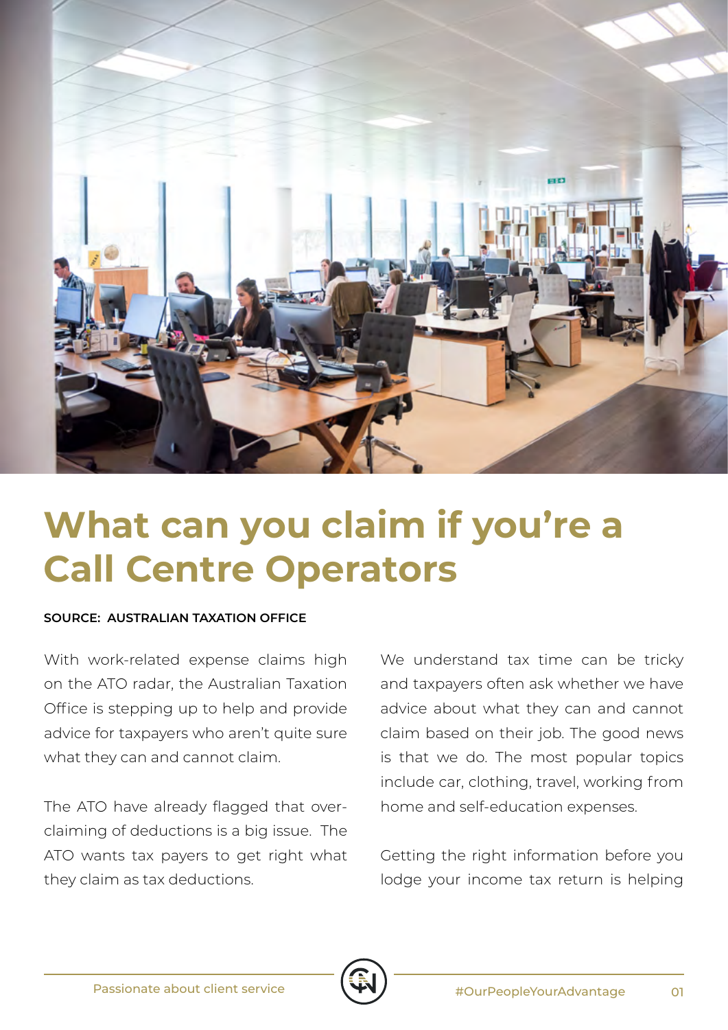# What can you claim if you're a Call Centre Operators

**SOURCE: AUSTRALIAN TAXATION OFFICE**

With work-related expense claims high on the ATO radar, the Australian Taxation Office is stepping up to help and provide advice for taxpayers who aren't quite sure what they can and cannot claim.

The ATO have already flagged that over-claiming of deductions is a big issue. The ATO wants tax payers to get right what they claim as tax deductions.

We understand tax time can be tricky and taxpayers often ask whether we have advice about what they can and cannot claim based on their job. The good news is that we do. The most popular topics include car, clothing, travel, working from home and self-education expenses.

Getting the right information before you lodge your income tax return is helping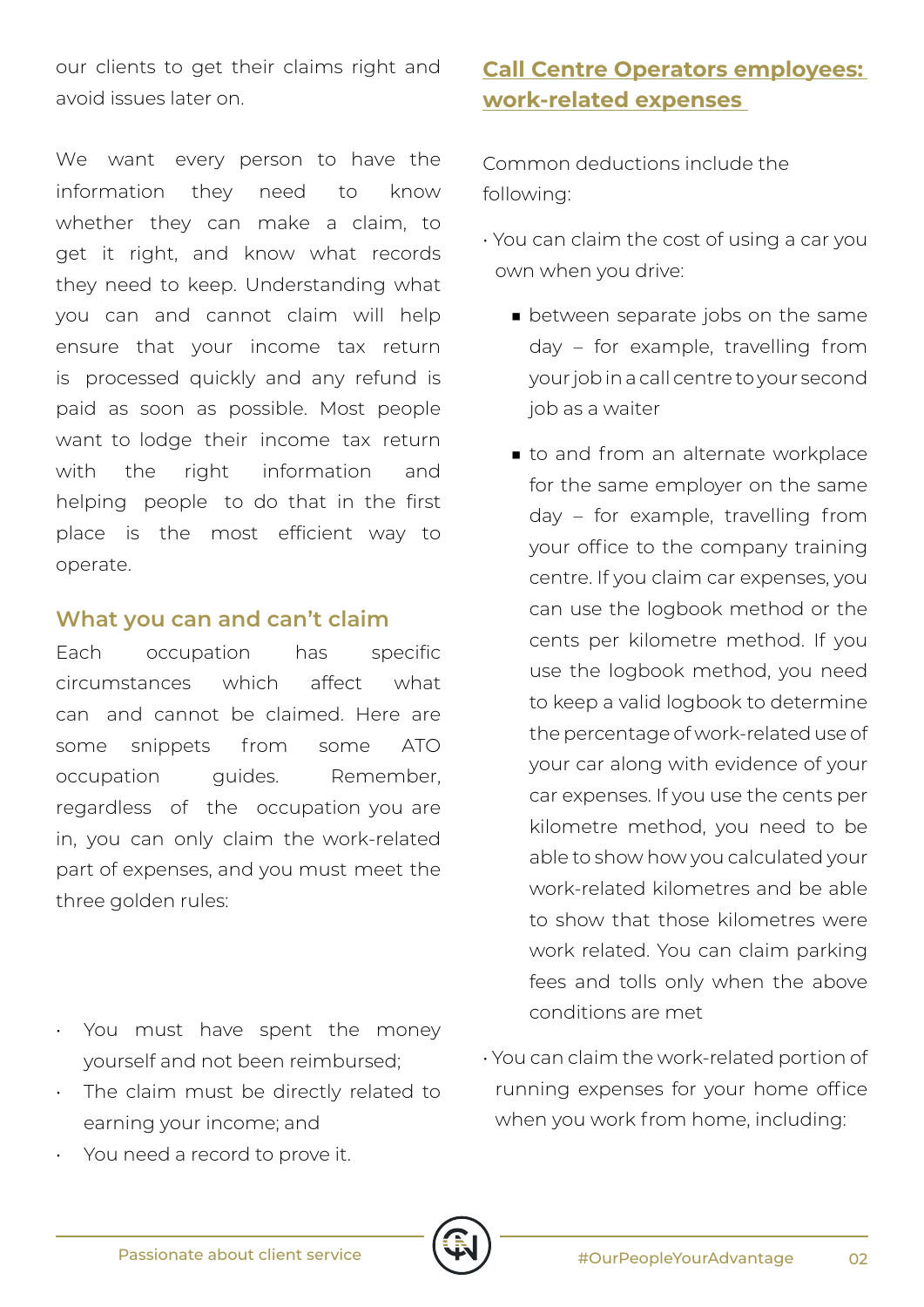our clients to get their claims right and avoid issues later on.

We want every person to have the information they need to know whether they can make a claim, to get it right, and know what records they need to keep. Understanding what you can and cannot claim will help ensure that your income tax return is processed quickly and any refund is paid as soon as possible. Most people want to lodge their income tax return with the right information and helping people to do that in the first place is the most efficient way to operate.

## What you can and can't claim

Each occupation has specific circumstances which affect what can and cannot be claimed. Here are some snippets from some ATO occupation guides. Remember, regardless of the occupation you are in, you can only claim the work-related part of expenses, and you must meet the three golden rules:

- You must have spent the money yourself and not been reimbursed;
- The claim must be directly related to earning your income; and
- You need a record to prove it.

## Call Centre Operators employees: work-related expenses

Common deductions include the following:

- You can claim the cost of using a car you own when you drive:
  - between separate jobs on the same day – for example, travelling from your job in a call centre to your second job as a waiter
  - to and from an alternate workplace for the same employer on the same day – for example, travelling from your office to the company training centre. If you claim car expenses, you can use the logbook method or the cents per kilometre method. If you use the logbook method, you need to keep a valid logbook to determine the percentage of work-related use of your car along with evidence of your car expenses. If you use the cents per kilometre method, you need to be able to show how you calculated your work-related kilometres and be able to show that those kilometres were work related. You can claim parking fees and tolls only when the above conditions are met
- You can claim the work-related portion of running expenses for your home office when you work from home, including:

Passionate about client service

#OurPeopleYourAdvantage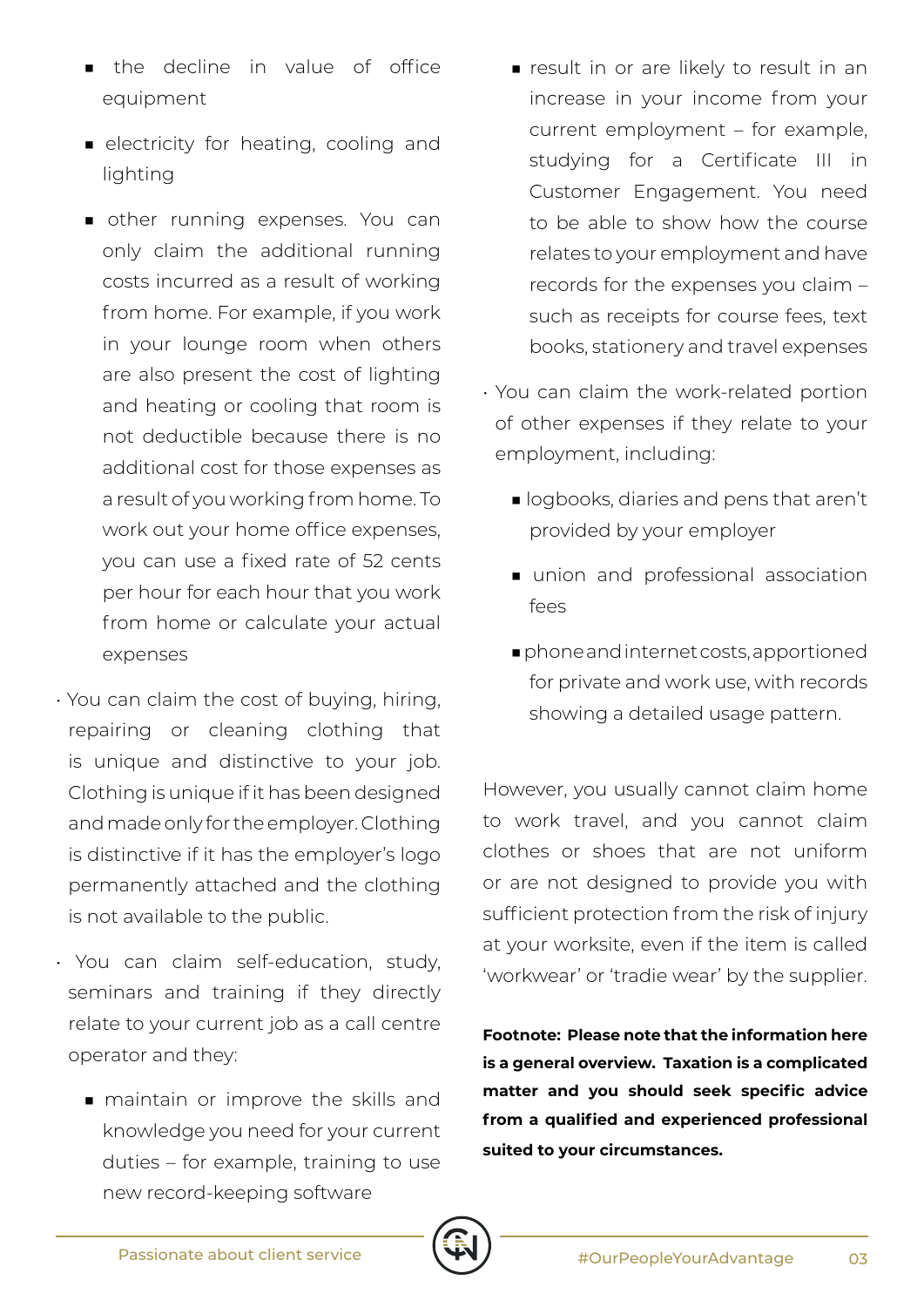- the decline in value of office equipment
- electricity for heating, cooling and lighting
- other running expenses. You can only claim the additional running costs incurred as a result of working from home. For example, if you work in your lounge room when others are also present the cost of lighting and heating or cooling that room is not deductible because there is no additional cost for those expenses as a result of you working from home. To work out your home office expenses, you can use a fixed rate of 52 cents per hour for each hour that you work from home or calculate your actual expenses

- You can claim the cost of buying, hiring, repairing or cleaning clothing that is unique and distinctive to your job. Clothing is unique if it has been designed and made only for the employer. Clothing is distinctive if it has the employer's logo permanently attached and the clothing is not available to the public.
- You can claim self-education, study, seminars and training if they directly relate to your current job as a call centre operator and they:
  - maintain or improve the skills and knowledge you need for your current duties – for example, training to use new record-keeping software
  - result in or are likely to result in an increase in your income from your current employment – for example, studying for a Certificate III in Customer Engagement. You need to be able to show how the course relates to your employment and have records for the expenses you claim – such as receipts for course fees, text books, stationery and travel expenses
- You can claim the work-related portion of other expenses if they relate to your employment, including:
  - logbooks, diaries and pens that aren't provided by your employer
  - union and professional association fees
  - phone and internet costs, apportioned for private and work use, with records showing a detailed usage pattern.

However, you usually cannot claim home to work travel, and you cannot claim clothes or shoes that are not uniform or are not designed to provide you with sufficient protection from the risk of injury at your worksite, even if the item is called 'workwear' or 'tradie wear' by the supplier.

**Footnote: Please note that the information here is a general overview. Taxation is a complicated matter and you should seek specific advice from a qualified and experienced professional suited to your circumstances.**